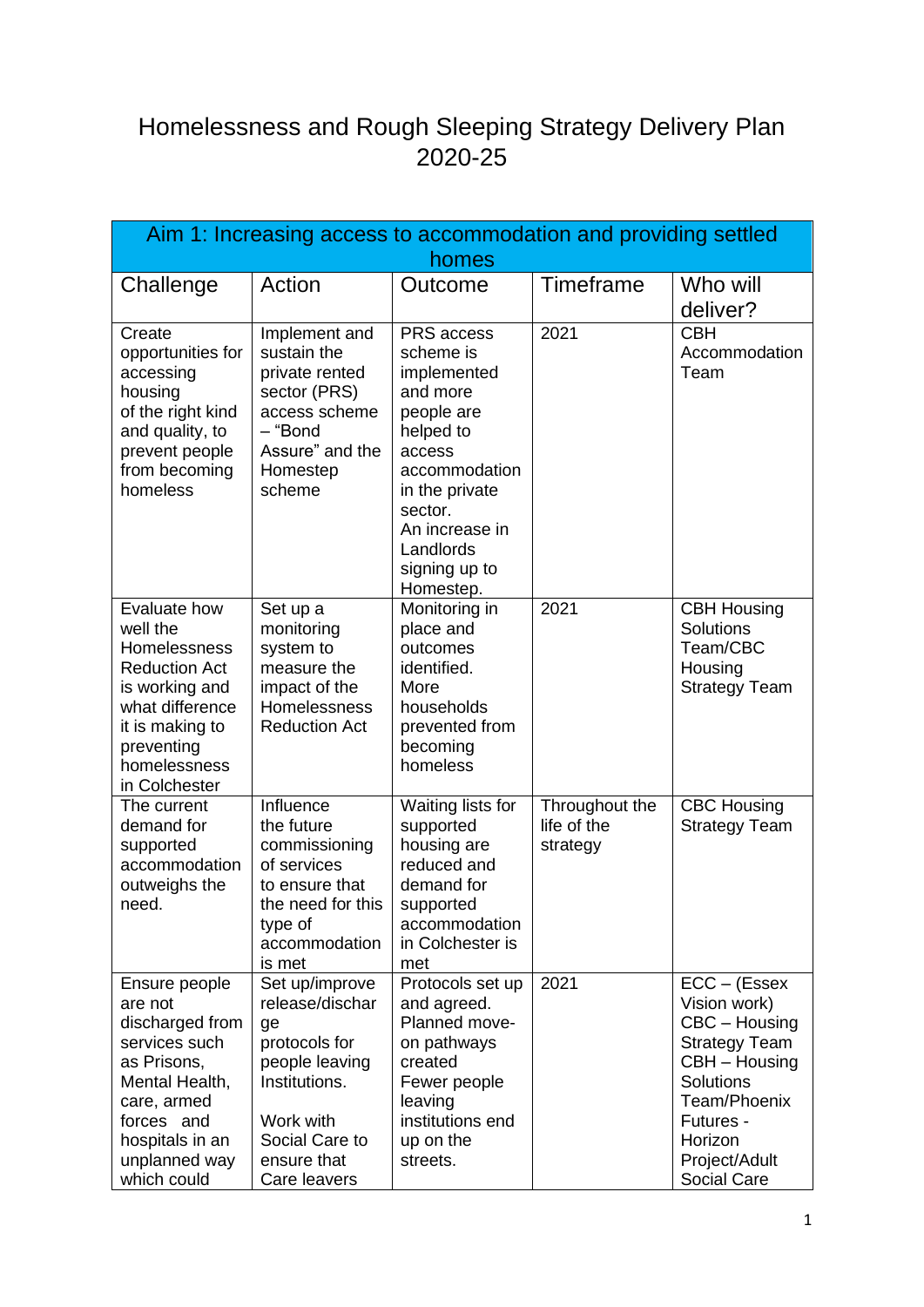# Homelessness and Rough Sleeping Strategy Delivery Plan 2020-25

| Aim 1: Increasing access to accommodation and providing settled homes | | | | |
|---|---|---|---|---|
| Challenge | Action | Outcome | Timeframe | Who will deliver? |
| Create opportunities for accessing housing of the right kind and quality, to prevent people from becoming homeless | Implement and sustain the private rented sector (PRS) access scheme – "Bond Assure" and the Homestep scheme | PRS access scheme is implemented and more people are helped to access accommodation in the private sector. An increase in Landlords signing up to Homestep. | 2021 | CBH Accommodation Team |
| Evaluate how well the Homelessness Reduction Act is working and what difference it is making to preventing homelessness in Colchester | Set up a monitoring system to measure the impact of the Homelessness Reduction Act | Monitoring in place and outcomes identified. More households prevented from becoming homeless | 2021 | CBH Housing Solutions Team/CBC Housing Strategy Team |
| The current demand for supported accommodation outweighs the need. | Influence the future commissioning of services to ensure that the need for this type of accommodation is met | Waiting lists for supported housing are reduced and demand for supported accommodation in Colchester is met | Throughout the life of the strategy | CBC Housing Strategy Team |
| Ensure people are not discharged from services such as Prisons, Mental Health, care, armed forces and hospitals in an unplanned way which could | Set up/improve release/discharge protocols for people leaving Institutions.<br><br>Work with Social Care to ensure that Care leavers | Protocols set up and agreed. Planned move-on pathways created Fewer people leaving institutions end up on the streets. | 2021 | ECC – (Essex Vision work) CBC – Housing Strategy Team CBH – Housing Solutions Team/Phoenix Futures - Horizon Project/Adult Social Care |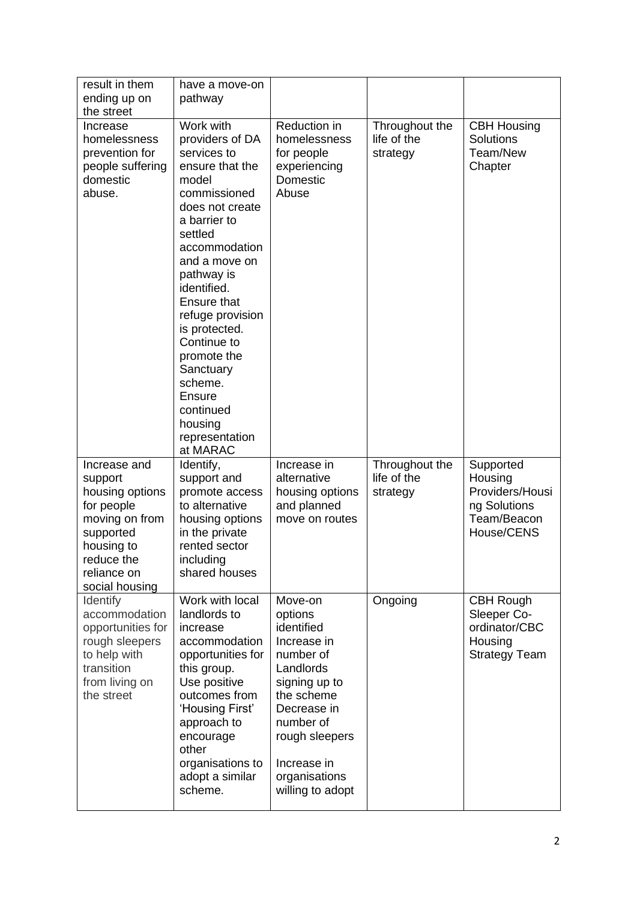| | | | | |
|---|---|---|---|---|
| result in them ending up on the street | have a move-on pathway | | | |
| Increase homelessness prevention for people suffering domestic abuse. | Work with providers of DA services to ensure that the model commissioned does not create a barrier to settled accommodation and a move on pathway is identified. Ensure that refuge provision is protected. Continue to promote the Sanctuary scheme. Ensure continued housing representation at MARAC | Reduction in homelessness for people experiencing Domestic Abuse | Throughout the life of the strategy | CBH Housing Solutions Team/New Chapter |
| Increase and support housing options for people moving on from supported housing to reduce the reliance on social housing | Identify, support and promote access to alternative housing options in the private rented sector including shared houses | Increase in alternative housing options and planned move on routes | Throughout the life of the strategy | Supported Housing Providers/Housing Solutions Team/Beacon House/CENS |
| Identify accommodation opportunities for rough sleepers to help with transition from living on the street | Work with local landlords to increase accommodation opportunities for this group. Use positive outcomes from 'Housing First' approach to encourage other organisations to adopt a similar scheme. | Move-on options identified Increase in number of Landlords signing up to the scheme Decrease in number of rough sleepers Increase in organisations willing to adopt | Ongoing | CBH Rough Sleeper Co-ordinator/CBC Housing Strategy Team |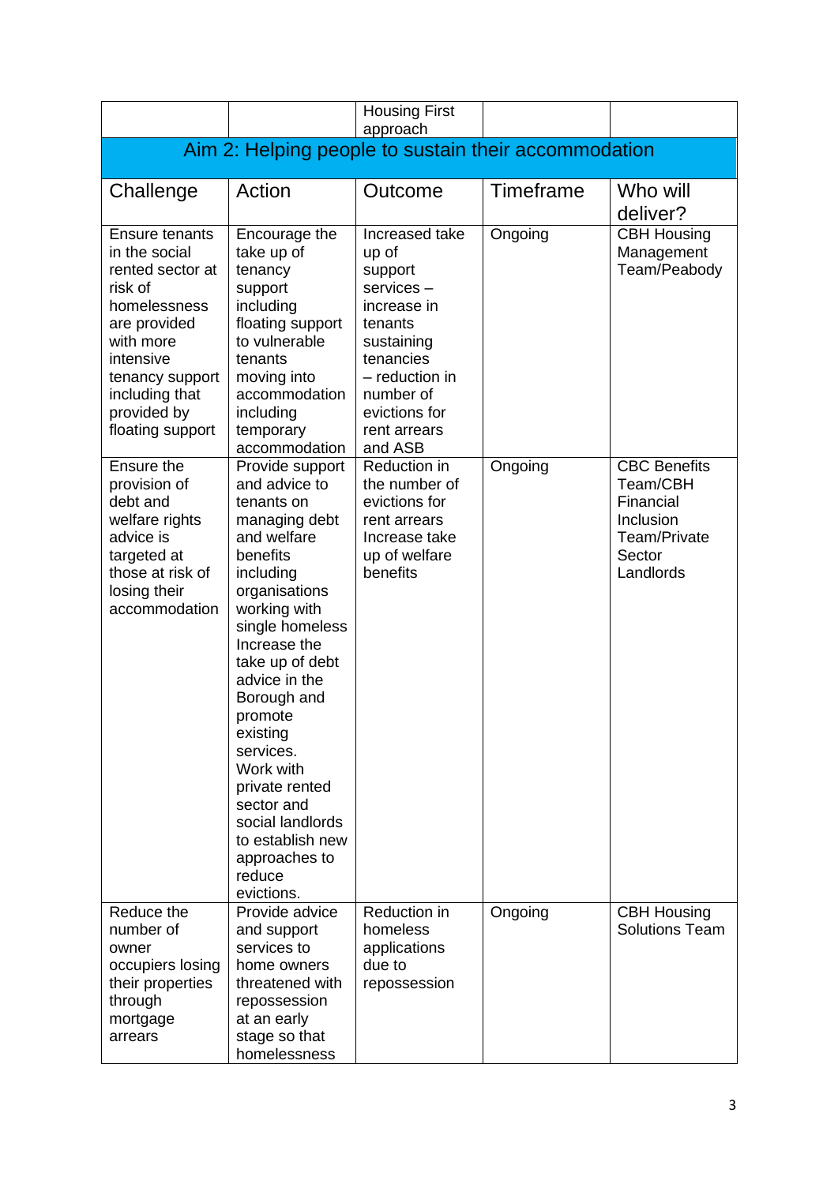| | | Housing First approach | | |
|---|---|---|---|---|

## Aim 2: Helping people to sustain their accommodation

| Challenge | Action | Outcome | Timeframe | Who will deliver? |
|---|---|---|---|---|
| Ensure tenants in the social rented sector at risk of homelessness are provided with more intensive tenancy support including that provided by floating support | Encourage the take up of tenancy support including floating support to vulnerable tenants moving into accommodation including temporary accommodation | Increased take up of support services – increase in tenants sustaining tenancies – reduction in number of evictions for rent arrears and ASB | Ongoing | CBH Housing Management Team/Peabody |
| Ensure the provision of debt and welfare rights advice is targeted at those at risk of losing their accommodation | Provide support and advice to tenants on managing debt and welfare benefits including organisations working with single homeless Increase the take up of debt advice in the Borough and promote existing services. Work with private rented sector and social landlords to establish new approaches to reduce evictions. | Reduction in the number of evictions for rent arrears Increase take up of welfare benefits | Ongoing | CBC Benefits Team/CBH Financial Inclusion Team/Private Sector Landlords |
| Reduce the number of owner occupiers losing their properties through mortgage arrears | Provide advice and support services to home owners threatened with repossession at an early stage so that homelessness | Reduction in homeless applications due to repossession | Ongoing | CBH Housing Solutions Team |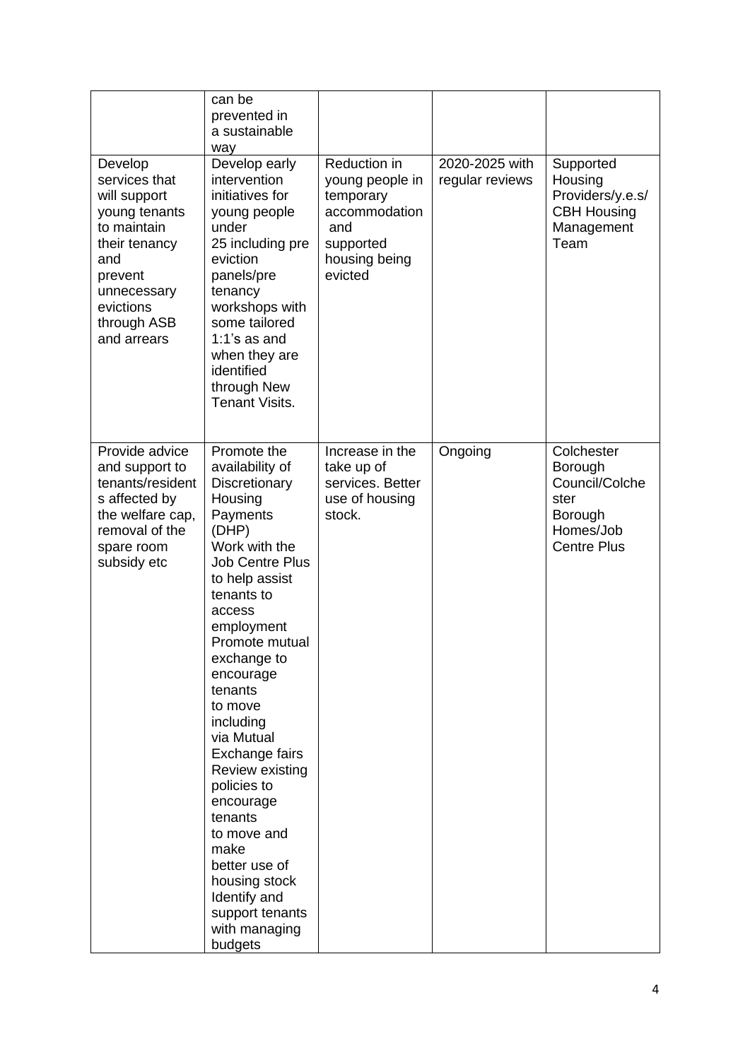| | | | | |
|---|---|---|---|---|
| | can be prevented in a sustainable way | | | |
| Develop services that will support young tenants to maintain their tenancy and prevent unnecessary evictions through ASB and arrears | Develop early intervention initiatives for young people under 25 including pre eviction panels/pre tenancy workshops with some tailored 1:1's as and when they are identified through New Tenant Visits. | Reduction in young people in temporary accommodation and supported housing being evicted | 2020-2025 with regular reviews | Supported Housing Providers/y.e.s/ CBH Housing Management Team |
| Provide advice and support to tenants/residents affected by the welfare cap, removal of the spare room subsidy etc | Promote the availability of Discretionary Housing Payments (DHP)<br>Work with the Job Centre Plus to help assist tenants to access employment<br>Promote mutual exchange to encourage tenants to move including via Mutual Exchange fairs<br>Review existing policies to encourage tenants to move and make better use of housing stock<br>Identify and support tenants with managing budgets | Increase in the take up of services. Better use of housing stock. | Ongoing | Colchester Borough Council/Colchester Borough Homes/Job Centre Plus |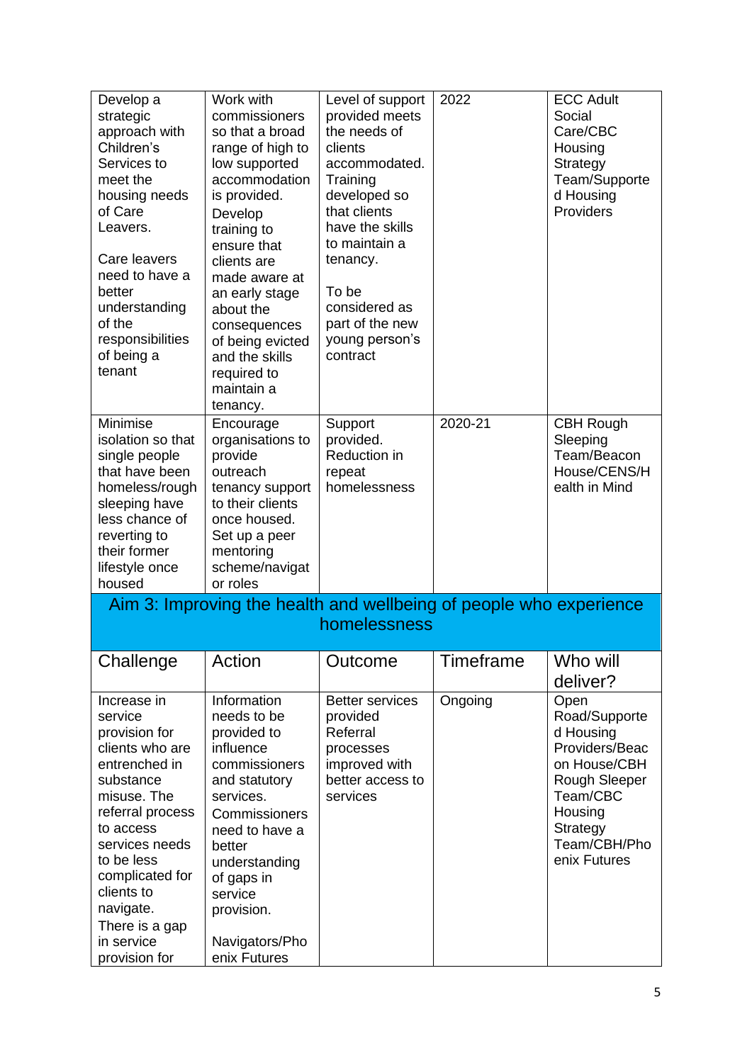| | | | | |
|---|---|---|---|---|
| Develop a strategic approach with Children's Services to meet the housing needs of Care Leavers.<br><br>Care leavers need to have a better understanding of the responsibilities of being a tenant | Work with commissioners so that a broad range of high to low supported accommodation is provided.<br>Develop training to ensure that clients are made aware at an early stage about the consequences of being evicted and the skills required to maintain a tenancy. | Level of support provided meets the needs of clients accommodated. Training developed so that clients have the skills to maintain a tenancy.<br><br>To be considered as part of the new young person's contract | 2022 | ECC Adult Social Care/CBC Housing Strategy Team/Supported Housing Providers |
| Minimise isolation so that single people that have been homeless/rough sleeping have less chance of reverting to their former lifestyle once housed | Encourage organisations to provide outreach tenancy support to their clients once housed.<br>Set up a peer mentoring scheme/navigator roles | Support provided.<br>Reduction in repeat homelessness | 2020-21 | CBH Rough Sleeping Team/Beacon House/CENS/Health in Mind |

## Aim 3: Improving the health and wellbeing of people who experience homelessness

| Challenge | Action | Outcome | Timeframe | Who will deliver? |
|---|---|---|---|---|
| Increase in service provision for clients who are entrenched in substance misuse. The referral process to access services needs to be less complicated for clients to navigate.<br>There is a gap in service provision for | Information needs to be provided to influence commissioners and statutory services.<br>Commissioners need to have a better understanding of gaps in service provision.<br><br>Navigators/Phoenix Futures | Better services provided<br>Referral processes improved with better access to services | Ongoing | Open Road/Supported Housing Providers/Beacon House/CBH Rough Sleeper Team/CBC Housing Strategy Team/CBH/Phoenix Futures |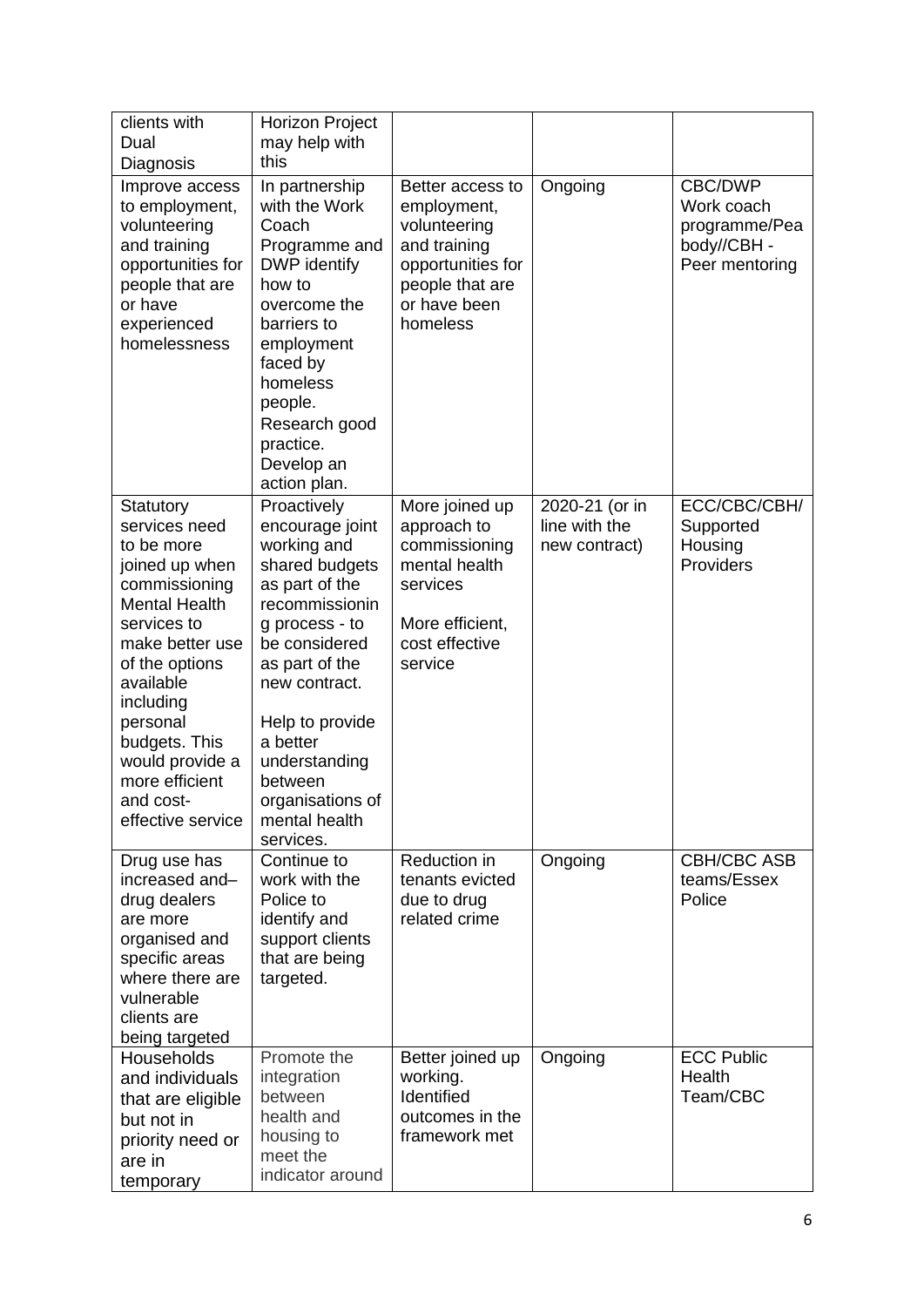| | | | | |
|---|---|---|---|---|
| clients with Dual Diagnosis | Horizon Project may help with this | | | |
| Improve access to employment, volunteering and training opportunities for people that are or have experienced homelessness | In partnership with the Work Coach Programme and DWP identify how to overcome the barriers to employment faced by homeless people. Research good practice. Develop an action plan. | Better access to employment, volunteering and training opportunities for people that are or have been homeless | Ongoing | CBC/DWP Work coach programme/Peabody//CBH - Peer mentoring |
| Statutory services need to be more joined up when commissioning Mental Health services to make better use of the options available including personal budgets. This would provide a more efficient and cost-effective service | Proactively encourage joint working and shared budgets as part of the recommissioning process - to be considered as part of the new contract.<br><br>Help to provide a better understanding between organisations of mental health services. | More joined up approach to commissioning mental health services<br><br>More efficient, cost effective service | 2020-21 (or in line with the new contract) | ECC/CBC/CBH/ Supported Housing Providers |
| Drug use has increased and– drug dealers are more organised and specific areas where there are vulnerable clients are being targeted | Continue to work with the Police to identify and support clients that are being targeted. | Reduction in tenants evicted due to drug related crime | Ongoing | CBH/CBC ASB teams/Essex Police |
| Households and individuals that are eligible but not in priority need or are in temporary | Promote the integration between health and housing to meet the indicator around | Better joined up working. Identified outcomes in the framework met | Ongoing | ECC Public Health Team/CBC |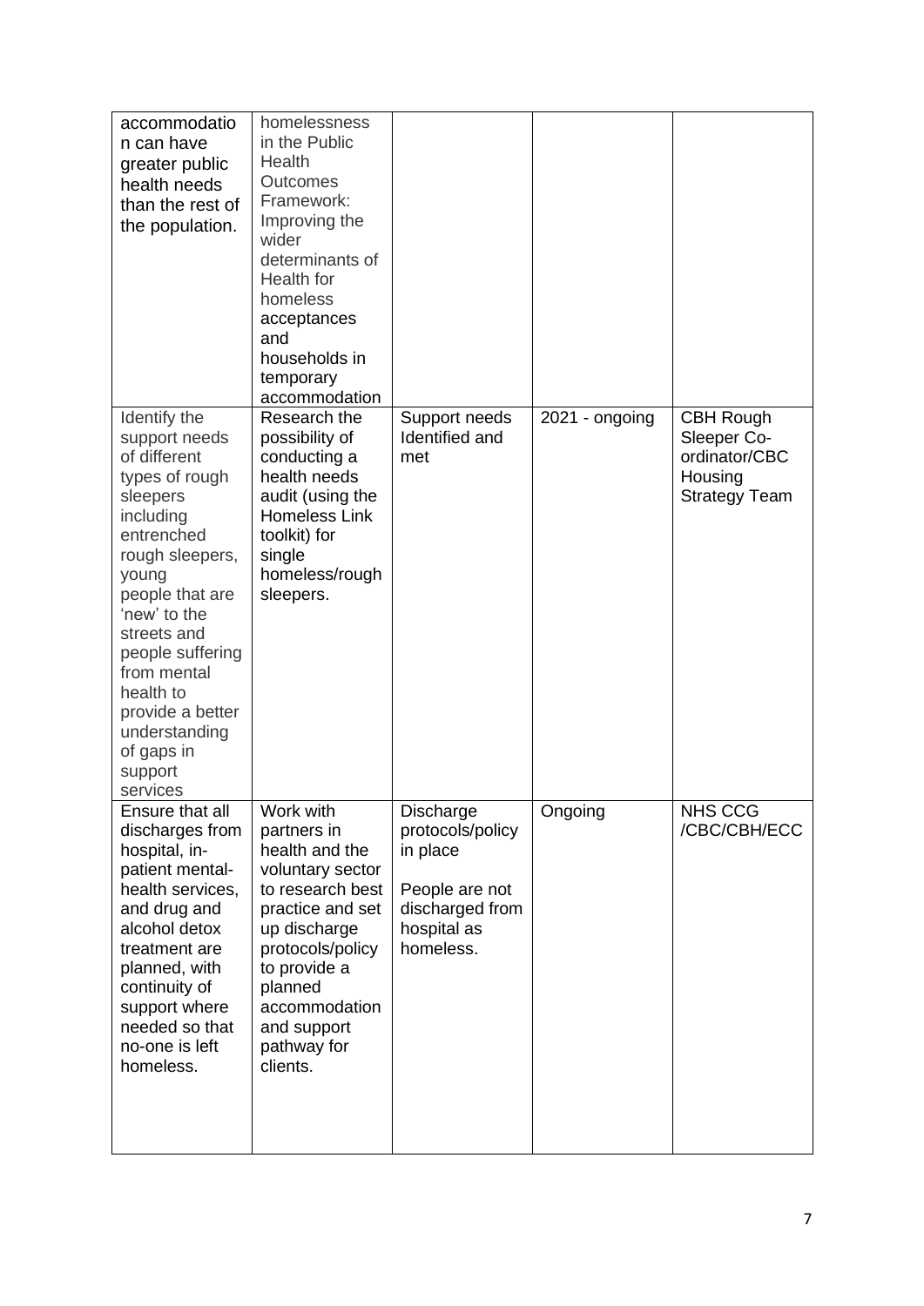| | | | | |
|---|---|---|---|---|
| accommodation can have greater public health needs than the rest of the population. | homelessness in the Public Health Outcomes Framework: Improving the wider determinants of Health for homeless acceptances and households in temporary accommodation | | | |
| Identify the support needs of different types of rough sleepers including entrenched rough sleepers, young people that are 'new' to the streets and people suffering from mental health to provide a better understanding of gaps in support services | Research the possibility of conducting a health needs audit (using the Homeless Link toolkit) for single homeless/rough sleepers. | Support needs Identified and met | 2021 - ongoing | CBH Rough Sleeper Co-ordinator/CBC Housing Strategy Team |
| Ensure that all discharges from hospital, in-patient mental-health services, and drug and alcohol detox treatment are planned, with continuity of support where needed so that no-one is left homeless. | Work with partners in health and the voluntary sector to research best practice and set up discharge protocols/policy to provide a planned accommodation and support pathway for clients. | Discharge protocols/policy in place<br><br>People are not discharged from hospital as homeless. | Ongoing | NHS CCG /CBC/CBH/ECC |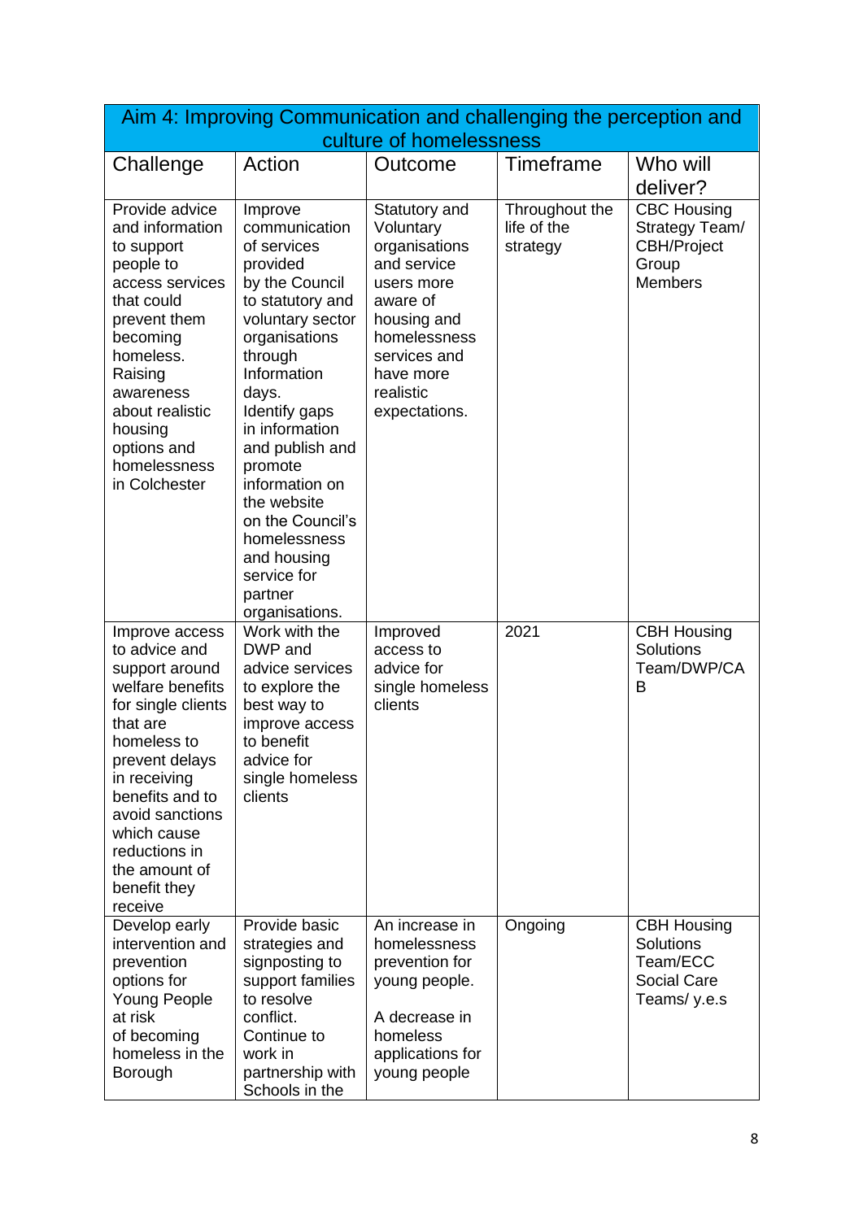| Aim 4: Improving Communication and challenging the perception and culture of homelessness | | | | |
|---|---|---|---|---|
| Challenge | Action | Outcome | Timeframe | Who will deliver? |
| Provide advice and information to support people to access services that could prevent them becoming homeless. Raising awareness about realistic housing options and homelessness in Colchester | Improve communication of services provided by the Council to statutory and voluntary sector organisations through Information days. Identify gaps in information and publish and promote information on the website on the Council's homelessness and housing service for partner organisations. | Statutory and Voluntary organisations and service users more aware of housing and homelessness services and have more realistic expectations. | Throughout the life of the strategy | CBC Housing Strategy Team/ CBH/Project Group Members |
| Improve access to advice and support around welfare benefits for single clients that are homeless to prevent delays in receiving benefits and to avoid sanctions which cause reductions in the amount of benefit they receive | Work with the DWP and advice services to explore the best way to improve access to benefit advice for single homeless clients | Improved access to advice for single homeless clients | 2021 | CBH Housing Solutions Team/DWP/CAB |
| Develop early intervention and prevention options for Young People at risk of becoming homeless in the Borough | Provide basic strategies and signposting to support families to resolve conflict. Continue to work in partnership with Schools in the | An increase in homelessness prevention for young people.<br><br>A decrease in homeless applications for young people | Ongoing | CBH Housing Solutions Team/ECC Social Care Teams/ y.e.s |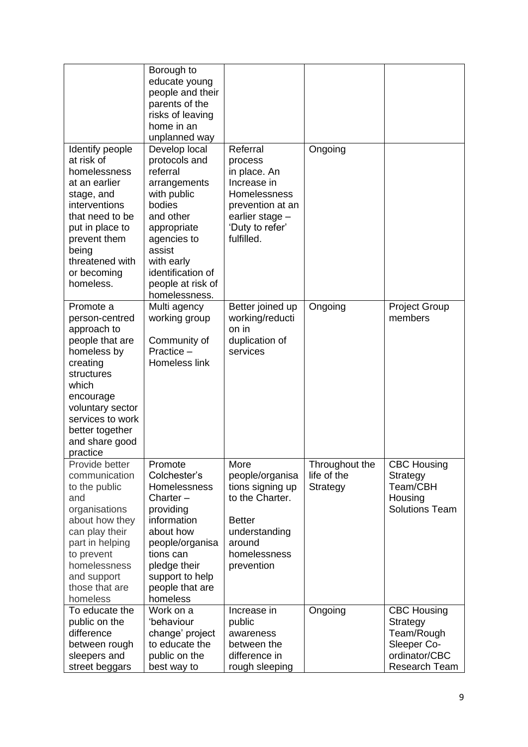| | | | | |
|---|---|---|---|---|
| | Borough to educate young people and their parents of the risks of leaving home in an unplanned way | | | |
| Identify people at risk of homelessness at an earlier stage, and interventions that need to be put in place to prevent them being threatened with or becoming homeless. | Develop local protocols and referral arrangements with public bodies and other appropriate agencies to assist with early identification of people at risk of homelessness. | Referral process in place. An Increase in Homelessness prevention at an earlier stage – 'Duty to refer' fulfilled. | Ongoing | |
| Promote a person-centred approach to people that are homeless by creating structures which encourage voluntary sector services to work better together and share good practice | Multi agency working group<br><br>Community of Practice – Homeless link | Better joined up working/reduction in duplication of services | Ongoing | Project Group members |
| Provide better communication to the public and organisations about how they can play their part in helping to prevent homelessness and support those that are homeless | Promote Colchester's Homelessness Charter – providing information about how people/organisations can pledge their support to help people that are homeless | More people/organisations signing up to the Charter.<br><br>Better understanding around homelessness prevention | Throughout the life of the Strategy | CBC Housing Strategy Team/CBH Housing Solutions Team |
| To educate the public on the difference between rough sleepers and street beggars | Work on a 'behaviour change' project to educate the public on the best way to | Increase in public awareness between the difference in rough sleeping | Ongoing | CBC Housing Strategy Team/Rough Sleeper Co-ordinator/CBC Research Team |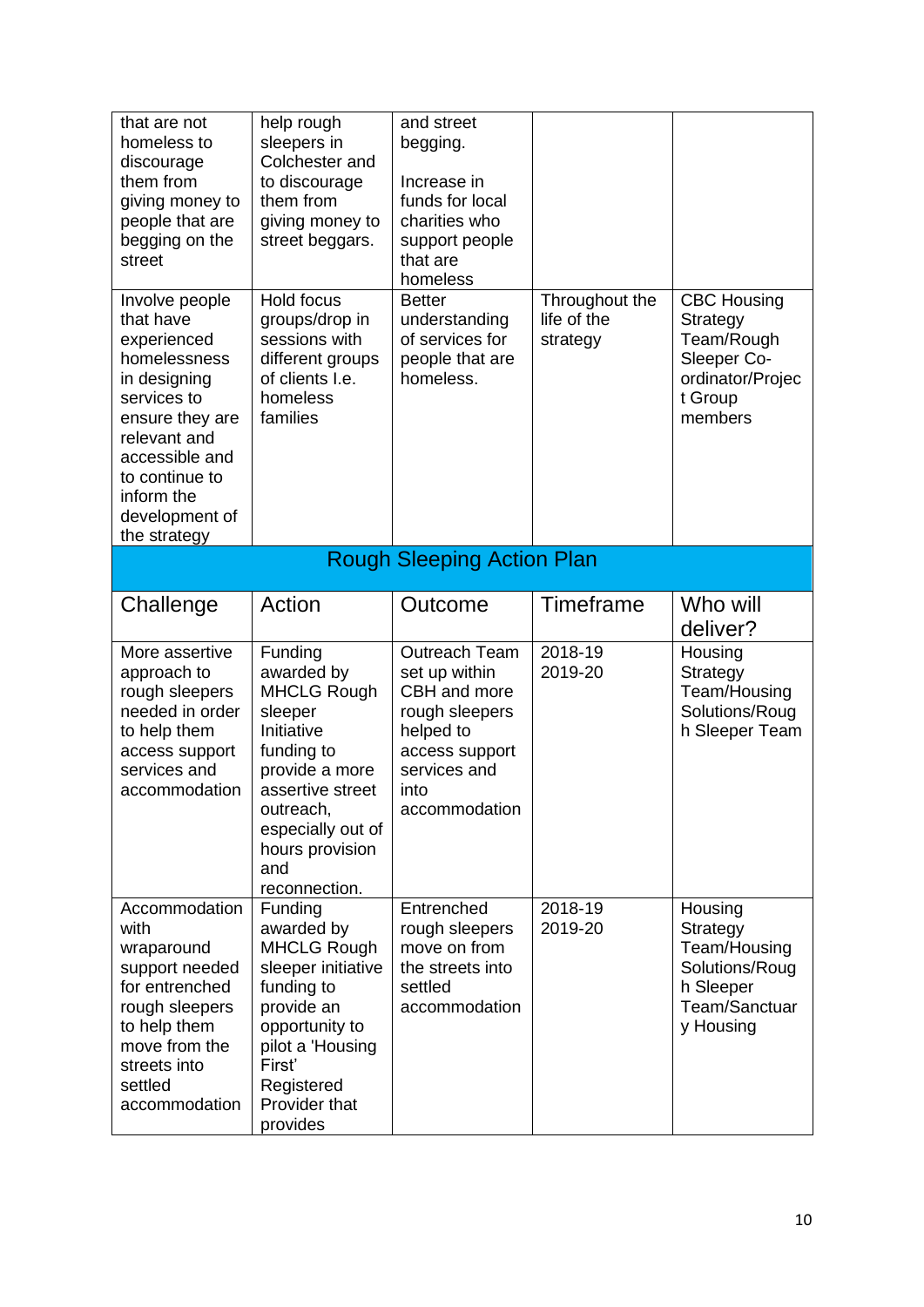| | | | | |
|---|---|---|---|---|
| that are not homeless to discourage them from giving money to people that are begging on the street | help rough sleepers in Colchester and to discourage them from giving money to street beggars. | and street begging.<br><br>Increase in funds for local charities who support people that are homeless | | |
| Involve people that have experienced homelessness in designing services to ensure they are relevant and accessible and to continue to inform the development of the strategy | Hold focus groups/drop in sessions with different groups of clients I.e. homeless families | Better understanding of services for people that are homeless. | Throughout the life of the strategy | CBC Housing Strategy Team/Rough Sleeper Co-ordinator/Project Group members |

## Rough Sleeping Action Plan

| Challenge | Action | Outcome | Timeframe | Who will deliver? |
|---|---|---|---|---|
| More assertive approach to rough sleepers needed in order to help them access support services and accommodation | Funding awarded by MHCLG Rough sleeper Initiative funding to provide a more assertive street outreach, especially out of hours provision and reconnection. | Outreach Team set up within CBH and more rough sleepers helped to access support services and into accommodation | 2018-19<br>2019-20 | Housing Strategy Team/Housing Solutions/Rough Sleeper Team |
| Accommodation with wraparound support needed for entrenched rough sleepers to help them move from the streets into settled accommodation | Funding awarded by MHCLG Rough sleeper initiative funding to provide an opportunity to pilot a 'Housing First' Registered Provider that provides | Entrenched rough sleepers move on from the streets into settled accommodation | 2018-19<br>2019-20 | Housing Strategy Team/Housing Solutions/Rough Sleeper Team/Sanctuary Housing |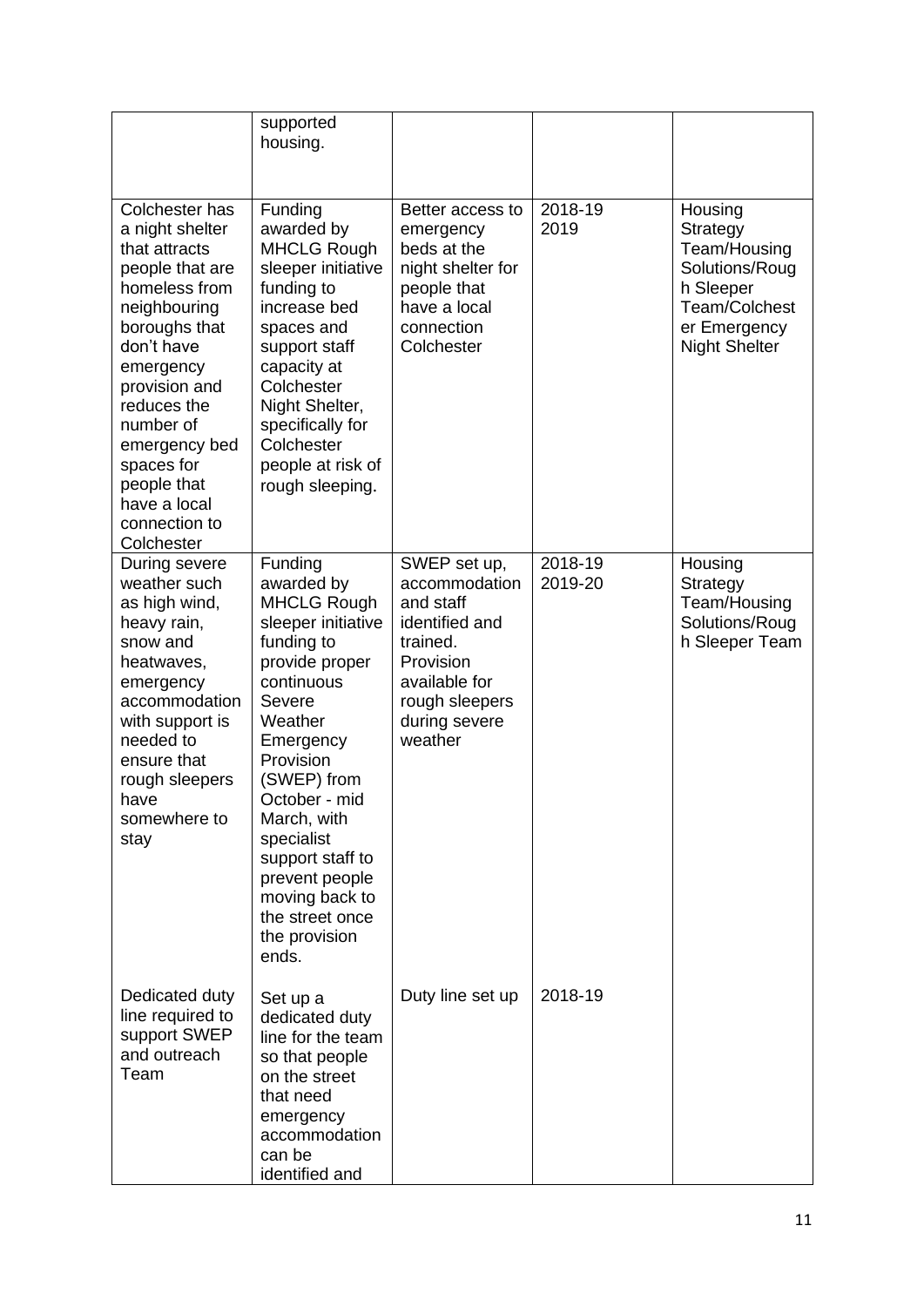| | | | | |
|---|---|---|---|---|
| | supported housing. | | | |
| Colchester has a night shelter that attracts people that are homeless from neighbouring boroughs that don't have emergency provision and reduces the number of emergency bed spaces for people that have a local connection to Colchester | Funding awarded by MHCLG Rough sleeper initiative funding to increase bed spaces and support staff capacity at Colchester Night Shelter, specifically for Colchester people at risk of rough sleeping. | Better access to emergency beds at the night shelter for people that have a local connection Colchester | 2018-19 2019 | Housing Strategy Team/Housing Solutions/Rough Sleeper Team/Colchester Emergency Night Shelter |
| During severe weather such as high wind, heavy rain, snow and heatwaves, emergency accommodation with support is needed to ensure that rough sleepers have somewhere to stay | Funding awarded by MHCLG Rough sleeper initiative funding to provide proper continuous Severe Weather Emergency Provision (SWEP) from October - mid March, with specialist support staff to prevent people moving back to the street once the provision ends. | SWEP set up, accommodation and staff identified and trained. Provision available for rough sleepers during severe weather | 2018-19 2019-20 | Housing Strategy Team/Housing Solutions/Rough Sleeper Team |
| Dedicated duty line required to support SWEP and outreach Team | Set up a dedicated duty line for the team so that people on the street that need emergency accommodation can be identified and | Duty line set up | 2018-19 | |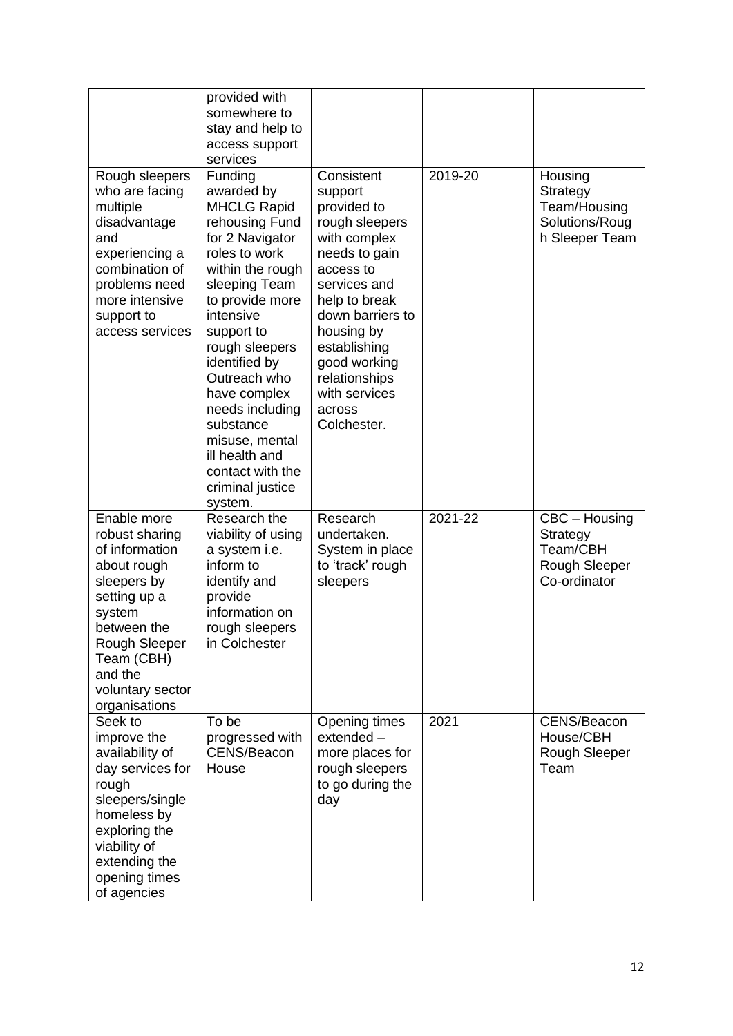| | | | | |
|---|---|---|---|---|
| | provided with somewhere to stay and help to access support services | | | |
| Rough sleepers who are facing multiple disadvantage and experiencing a combination of problems need more intensive support to access services | Funding awarded by MHCLG Rapid rehousing Fund for 2 Navigator roles to work within the rough sleeping Team to provide more intensive support to rough sleepers identified by Outreach who have complex needs including substance misuse, mental ill health and contact with the criminal justice system. | Consistent support provided to rough sleepers with complex needs to gain access to services and help to break down barriers to housing by establishing good working relationships with services across Colchester. | 2019-20 | Housing Strategy Team/Housing Solutions/Rough Sleeper Team |
| Enable more robust sharing of information about rough sleepers by setting up a system between the Rough Sleeper Team (CBH) and the voluntary sector organisations | Research the viability of using a system i.e. inform to identify and provide information on rough sleepers in Colchester | Research undertaken. System in place to 'track' rough sleepers | 2021-22 | CBC – Housing Strategy Team/CBH Rough Sleeper Co-ordinator |
| Seek to improve the availability of day services for rough sleepers/single homeless by exploring the viability of extending the opening times of agencies | To be progressed with CENS/Beacon House | Opening times extended – more places for rough sleepers to go during the day | 2021 | CENS/Beacon House/CBH Rough Sleeper Team |